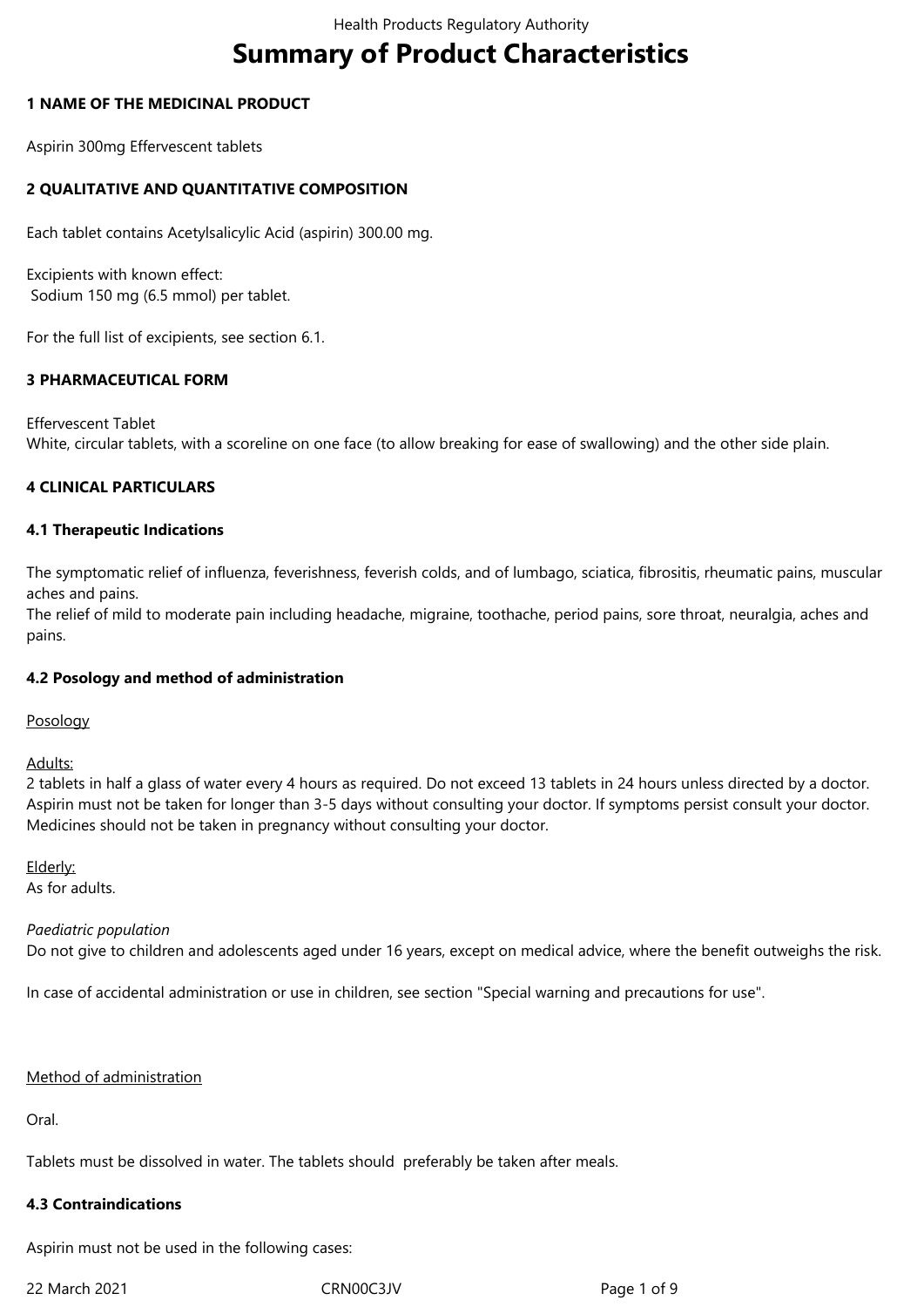# Summary of Product Characteristics

## 1 NAME OF THE MEDICINAL PRODUCT

Aspirin 300mg Effervescent tablets

## 2 QUALITATIVE AND QUANTITATIVE COMPOSITION

Each tablet contains Acetylsalicylic Acid (aspirin) 300.00 mg.

Excipients with known effect:
Sodium 150 mg (6.5 mmol) per tablet.

For the full list of excipients, see section 6.1.

## 3 PHARMACEUTICAL FORM

Effervescent Tablet
White, circular tablets, with a scoreline on one face (to allow breaking for ease of swallowing) and the other side plain.

## 4 CLINICAL PARTICULARS

### 4.1 Therapeutic Indications

The symptomatic relief of influenza, feverishness, feverish colds, and of lumbago, sciatica, fibrositis, rheumatic pains, muscular aches and pains.
The relief of mild to moderate pain including headache, migraine, toothache, period pains, sore throat, neuralgia, aches and pains.

### 4.2 Posology and method of administration

Posology

Adults:
2 tablets in half a glass of water every 4 hours as required. Do not exceed 13 tablets in 24 hours unless directed by a doctor. Aspirin must not be taken for longer than 3-5 days without consulting your doctor. If symptoms persist consult your doctor. Medicines should not be taken in pregnancy without consulting your doctor.

Elderly:
As for adults.

*Paediatric population*
Do not give to children and adolescents aged under 16 years, except on medical advice, where the benefit outweighs the risk.

In case of accidental administration or use in children, see section "Special warning and precautions for use".

Method of administration

Oral.

Tablets must be dissolved in water. The tablets should preferably be taken after meals.

### 4.3 Contraindications

Aspirin must not be used in the following cases: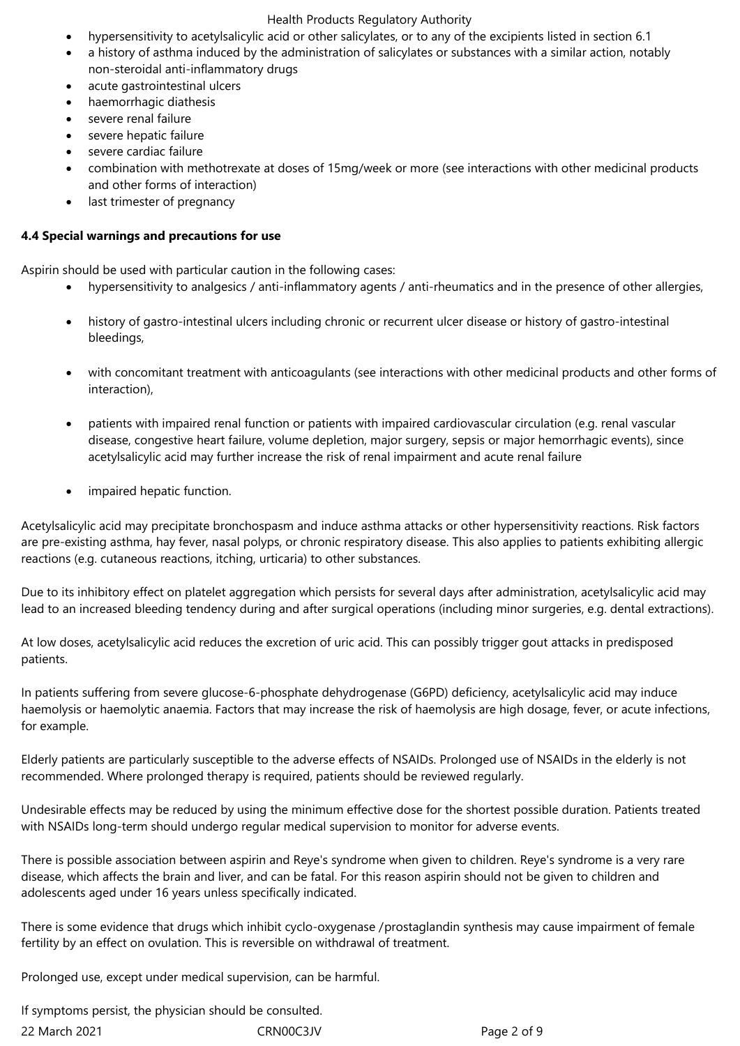- hypersensitivity to acetylsalicylic acid or other salicylates, or to any of the excipients listed in section 6.1
- a history of asthma induced by the administration of salicylates or substances with a similar action, notably non-steroidal anti-inflammatory drugs
- acute gastrointestinal ulcers
- haemorrhagic diathesis
- severe renal failure
- severe hepatic failure
- severe cardiac failure
- combination with methotrexate at doses of 15mg/week or more (see interactions with other medicinal products and other forms of interaction)
- last trimester of pregnancy

**4.4 Special warnings and precautions for use**

Aspirin should be used with particular caution in the following cases:

- hypersensitivity to analgesics / anti-inflammatory agents / anti-rheumatics and in the presence of other allergies,
- history of gastro-intestinal ulcers including chronic or recurrent ulcer disease or history of gastro-intestinal bleedings,
- with concomitant treatment with anticoagulants (see interactions with other medicinal products and other forms of interaction),
- patients with impaired renal function or patients with impaired cardiovascular circulation (e.g. renal vascular disease, congestive heart failure, volume depletion, major surgery, sepsis or major hemorrhagic events), since acetylsalicylic acid may further increase the risk of renal impairment and acute renal failure
- impaired hepatic function.

Acetylsalicylic acid may precipitate bronchospasm and induce asthma attacks or other hypersensitivity reactions. Risk factors are pre-existing asthma, hay fever, nasal polyps, or chronic respiratory disease. This also applies to patients exhibiting allergic reactions (e.g. cutaneous reactions, itching, urticaria) to other substances.

Due to its inhibitory effect on platelet aggregation which persists for several days after administration, acetylsalicylic acid may lead to an increased bleeding tendency during and after surgical operations (including minor surgeries, e.g. dental extractions).

At low doses, acetylsalicylic acid reduces the excretion of uric acid. This can possibly trigger gout attacks in predisposed patients.

In patients suffering from severe glucose-6-phosphate dehydrogenase (G6PD) deficiency, acetylsalicylic acid may induce haemolysis or haemolytic anaemia. Factors that may increase the risk of haemolysis are high dosage, fever, or acute infections, for example.

Elderly patients are particularly susceptible to the adverse effects of NSAIDs. Prolonged use of NSAIDs in the elderly is not recommended. Where prolonged therapy is required, patients should be reviewed regularly.

Undesirable effects may be reduced by using the minimum effective dose for the shortest possible duration. Patients treated with NSAIDs long-term should undergo regular medical supervision to monitor for adverse events.

There is possible association between aspirin and Reye's syndrome when given to children. Reye's syndrome is a very rare disease, which affects the brain and liver, and can be fatal. For this reason aspirin should not be given to children and adolescents aged under 16 years unless specifically indicated.

There is some evidence that drugs which inhibit cyclo-oxygenase /prostaglandin synthesis may cause impairment of female fertility by an effect on ovulation. This is reversible on withdrawal of treatment.

Prolonged use, except under medical supervision, can be harmful.

If symptoms persist, the physician should be consulted.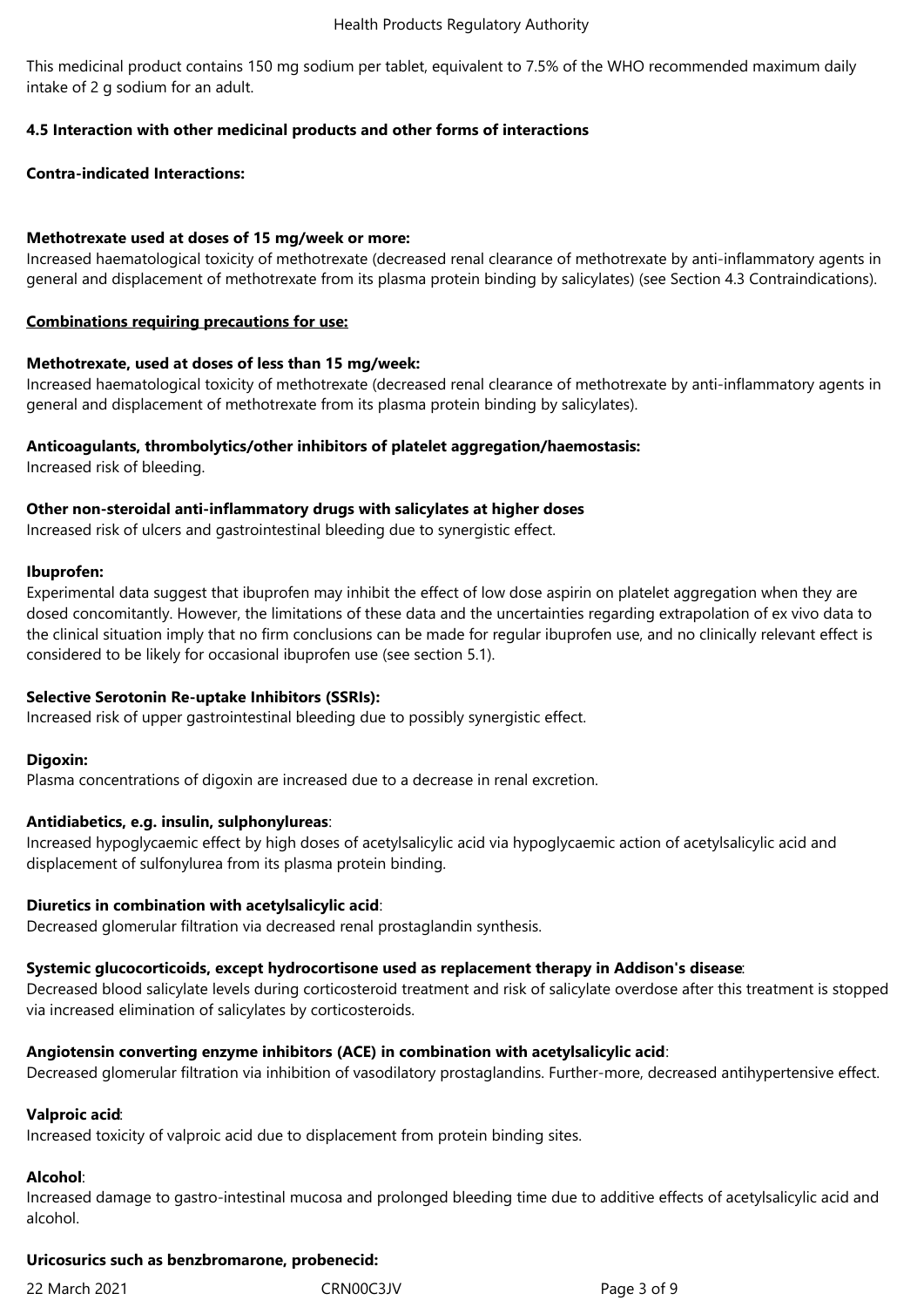This medicinal product contains 150 mg sodium per tablet, equivalent to 7.5% of the WHO recommended maximum daily intake of 2 g sodium for an adult.

### 4.5 Interaction with other medicinal products and other forms of interactions

**Contra-indicated Interactions:**

**Methotrexate used at doses of 15 mg/week or more:**
Increased haematological toxicity of methotrexate (decreased renal clearance of methotrexate by anti-inflammatory agents in general and displacement of methotrexate from its plasma protein binding by salicylates) (see Section 4.3 Contraindications).

**Combinations requiring precautions for use:**

**Methotrexate, used at doses of less than 15 mg/week:**
Increased haematological toxicity of methotrexate (decreased renal clearance of methotrexate by anti-inflammatory agents in general and displacement of methotrexate from its plasma protein binding by salicylates).

**Anticoagulants, thrombolytics/other inhibitors of platelet aggregation/haemostasis:**
Increased risk of bleeding.

**Other non-steroidal anti-inflammatory drugs with salicylates at higher doses**
Increased risk of ulcers and gastrointestinal bleeding due to synergistic effect.

**Ibuprofen:**
Experimental data suggest that ibuprofen may inhibit the effect of low dose aspirin on platelet aggregation when they are dosed concomitantly. However, the limitations of these data and the uncertainties regarding extrapolation of ex vivo data to the clinical situation imply that no firm conclusions can be made for regular ibuprofen use, and no clinically relevant effect is considered to be likely for occasional ibuprofen use (see section 5.1).

**Selective Serotonin Re-uptake Inhibitors (SSRIs):**
Increased risk of upper gastrointestinal bleeding due to possibly synergistic effect.

**Digoxin:**
Plasma concentrations of digoxin are increased due to a decrease in renal excretion.

**Antidiabetics, e.g. insulin, sulphonylureas**:
Increased hypoglycaemic effect by high doses of acetylsalicylic acid via hypoglycaemic action of acetylsalicylic acid and displacement of sulfonylurea from its plasma protein binding.

**Diuretics in combination with acetylsalicylic acid**:
Decreased glomerular filtration via decreased renal prostaglandin synthesis.

**Systemic glucocorticoids, except hydrocortisone used as replacement therapy in Addison's disease**:
Decreased blood salicylate levels during corticosteroid treatment and risk of salicylate overdose after this treatment is stopped via increased elimination of salicylates by corticosteroids.

**Angiotensin converting enzyme inhibitors (ACE) in combination with acetylsalicylic acid**:
Decreased glomerular filtration via inhibition of vasodilatory prostaglandins. Further-more, decreased antihypertensive effect.

**Valproic acid**:
Increased toxicity of valproic acid due to displacement from protein binding sites.

**Alcohol**:
Increased damage to gastro-intestinal mucosa and prolonged bleeding time due to additive effects of acetylsalicylic acid and alcohol.

**Uricosurics such as benzbromarone, probenecid:**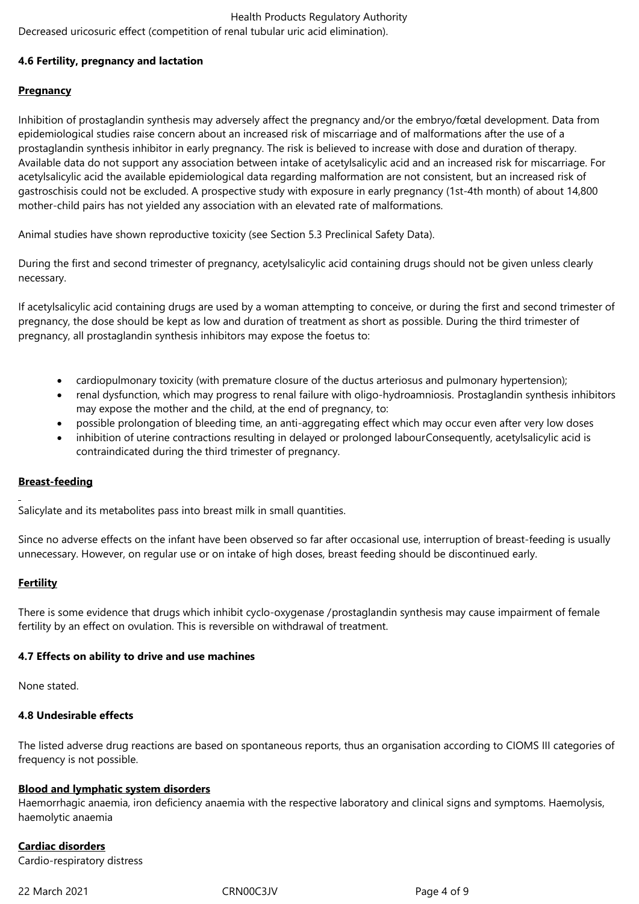Decreased uricosuric effect (competition of renal tubular uric acid elimination).

### 4.6 Fertility, pregnancy and lactation

**Pregnancy**

Inhibition of prostaglandin synthesis may adversely affect the pregnancy and/or the embryo/fœtal development. Data from epidemiological studies raise concern about an increased risk of miscarriage and of malformations after the use of a prostaglandin synthesis inhibitor in early pregnancy. The risk is believed to increase with dose and duration of therapy. Available data do not support any association between intake of acetylsalicylic acid and an increased risk for miscarriage. For acetylsalicylic acid the available epidemiological data regarding malformation are not consistent, but an increased risk of gastroschisis could not be excluded. A prospective study with exposure in early pregnancy (1st-4th month) of about 14,800 mother-child pairs has not yielded any association with an elevated rate of malformations.

Animal studies have shown reproductive toxicity (see Section 5.3 Preclinical Safety Data).

During the first and second trimester of pregnancy, acetylsalicylic acid containing drugs should not be given unless clearly necessary.

If acetylsalicylic acid containing drugs are used by a woman attempting to conceive, or during the first and second trimester of pregnancy, the dose should be kept as low and duration of treatment as short as possible. During the third trimester of pregnancy, all prostaglandin synthesis inhibitors may expose the foetus to:

- cardiopulmonary toxicity (with premature closure of the ductus arteriosus and pulmonary hypertension);
- renal dysfunction, which may progress to renal failure with oligo-hydroamniosis. Prostaglandin synthesis inhibitors may expose the mother and the child, at the end of pregnancy, to:
- possible prolongation of bleeding time, an anti-aggregating effect which may occur even after very low doses
- inhibition of uterine contractions resulting in delayed or prolonged labourConsequently, acetylsalicylic acid is contraindicated during the third trimester of pregnancy.

**Breast-feeding**

Salicylate and its metabolites pass into breast milk in small quantities.

Since no adverse effects on the infant have been observed so far after occasional use, interruption of breast-feeding is usually unnecessary. However, on regular use or on intake of high doses, breast feeding should be discontinued early.

**Fertility**

There is some evidence that drugs which inhibit cyclo-oxygenase /prostaglandin synthesis may cause impairment of female fertility by an effect on ovulation. This is reversible on withdrawal of treatment.

### 4.7 Effects on ability to drive and use machines

None stated.

### 4.8 Undesirable effects

The listed adverse drug reactions are based on spontaneous reports, thus an organisation according to CIOMS III categories of frequency is not possible.

**Blood and lymphatic system disorders**
Haemorrhagic anaemia, iron deficiency anaemia with the respective laboratory and clinical signs and symptoms. Haemolysis, haemolytic anaemia

**Cardiac disorders**
Cardio-respiratory distress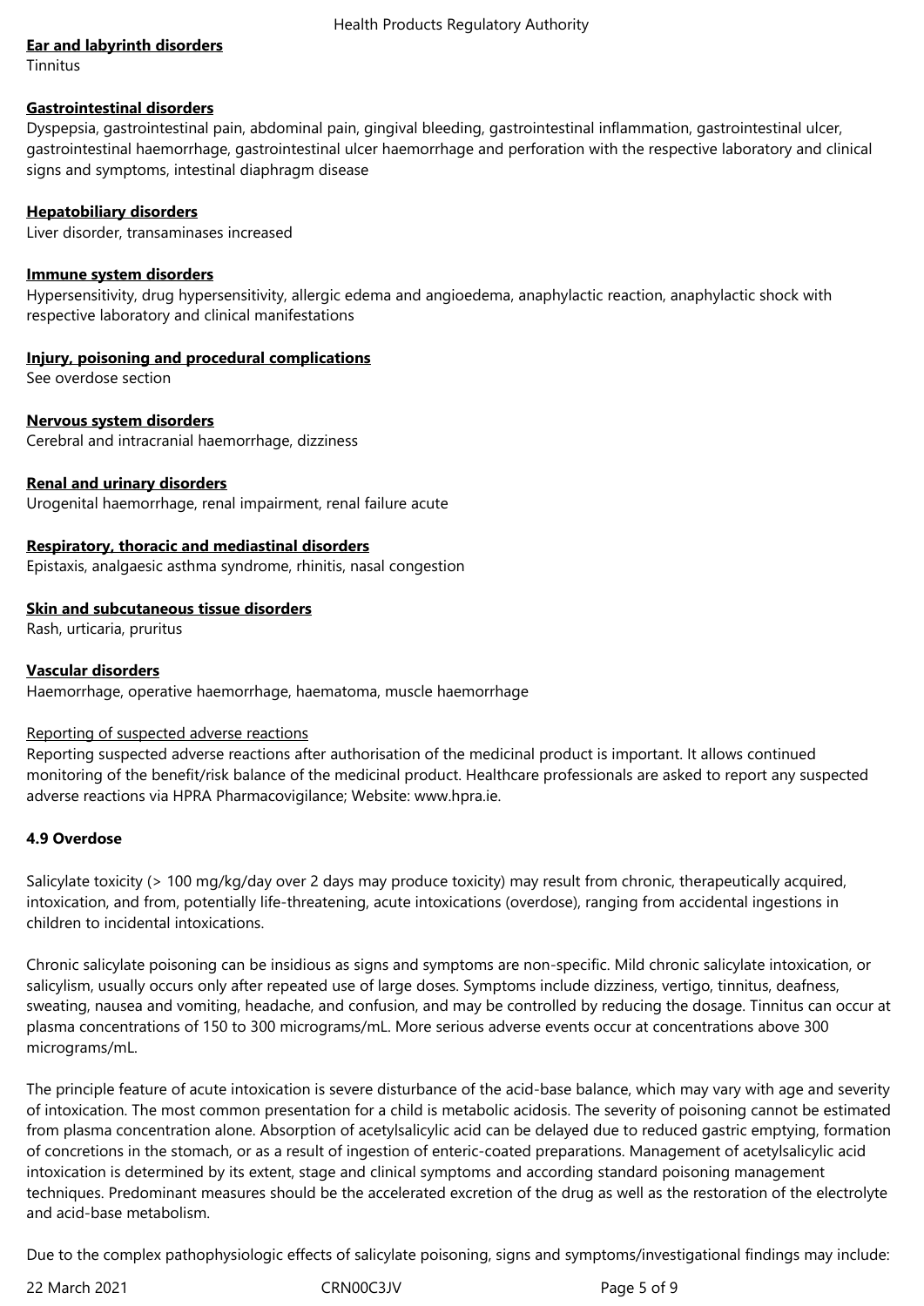**Ear and labyrinth disorders**
Tinnitus

**Gastrointestinal disorders**
Dyspepsia, gastrointestinal pain, abdominal pain, gingival bleeding, gastrointestinal inflammation, gastrointestinal ulcer, gastrointestinal haemorrhage, gastrointestinal ulcer haemorrhage and perforation with the respective laboratory and clinical signs and symptoms, intestinal diaphragm disease

**Hepatobiliary disorders**
Liver disorder, transaminases increased

**Immune system disorders**
Hypersensitivity, drug hypersensitivity, allergic edema and angioedema, anaphylactic reaction, anaphylactic shock with respective laboratory and clinical manifestations

**Injury, poisoning and procedural complications**
See overdose section

**Nervous system disorders**
Cerebral and intracranial haemorrhage, dizziness

**Renal and urinary disorders**
Urogenital haemorrhage, renal impairment, renal failure acute

**Respiratory, thoracic and mediastinal disorders**
Epistaxis, analgaesic asthma syndrome, rhinitis, nasal congestion

**Skin and subcutaneous tissue disorders**
Rash, urticaria, pruritus

**Vascular disorders**
Haemorrhage, operative haemorrhage, haematoma, muscle haemorrhage

Reporting of suspected adverse reactions
Reporting suspected adverse reactions after authorisation of the medicinal product is important. It allows continued monitoring of the benefit/risk balance of the medicinal product. Healthcare professionals are asked to report any suspected adverse reactions via HPRA Pharmacovigilance; Website: www.hpra.ie.

### 4.9 Overdose

Salicylate toxicity (> 100 mg/kg/day over 2 days may produce toxicity) may result from chronic, therapeutically acquired, intoxication, and from, potentially life-threatening, acute intoxications (overdose), ranging from accidental ingestions in children to incidental intoxications.

Chronic salicylate poisoning can be insidious as signs and symptoms are non-specific. Mild chronic salicylate intoxication, or salicylism, usually occurs only after repeated use of large doses. Symptoms include dizziness, vertigo, tinnitus, deafness, sweating, nausea and vomiting, headache, and confusion, and may be controlled by reducing the dosage. Tinnitus can occur at plasma concentrations of 150 to 300 micrograms/mL. More serious adverse events occur at concentrations above 300 micrograms/mL.

The principle feature of acute intoxication is severe disturbance of the acid-base balance, which may vary with age and severity of intoxication. The most common presentation for a child is metabolic acidosis. The severity of poisoning cannot be estimated from plasma concentration alone. Absorption of acetylsalicylic acid can be delayed due to reduced gastric emptying, formation of concretions in the stomach, or as a result of ingestion of enteric-coated preparations. Management of acetylsalicylic acid intoxication is determined by its extent, stage and clinical symptoms and according standard poisoning management techniques. Predominant measures should be the accelerated excretion of the drug as well as the restoration of the electrolyte and acid-base metabolism.

Due to the complex pathophysiologic effects of salicylate poisoning, signs and symptoms/investigational findings may include: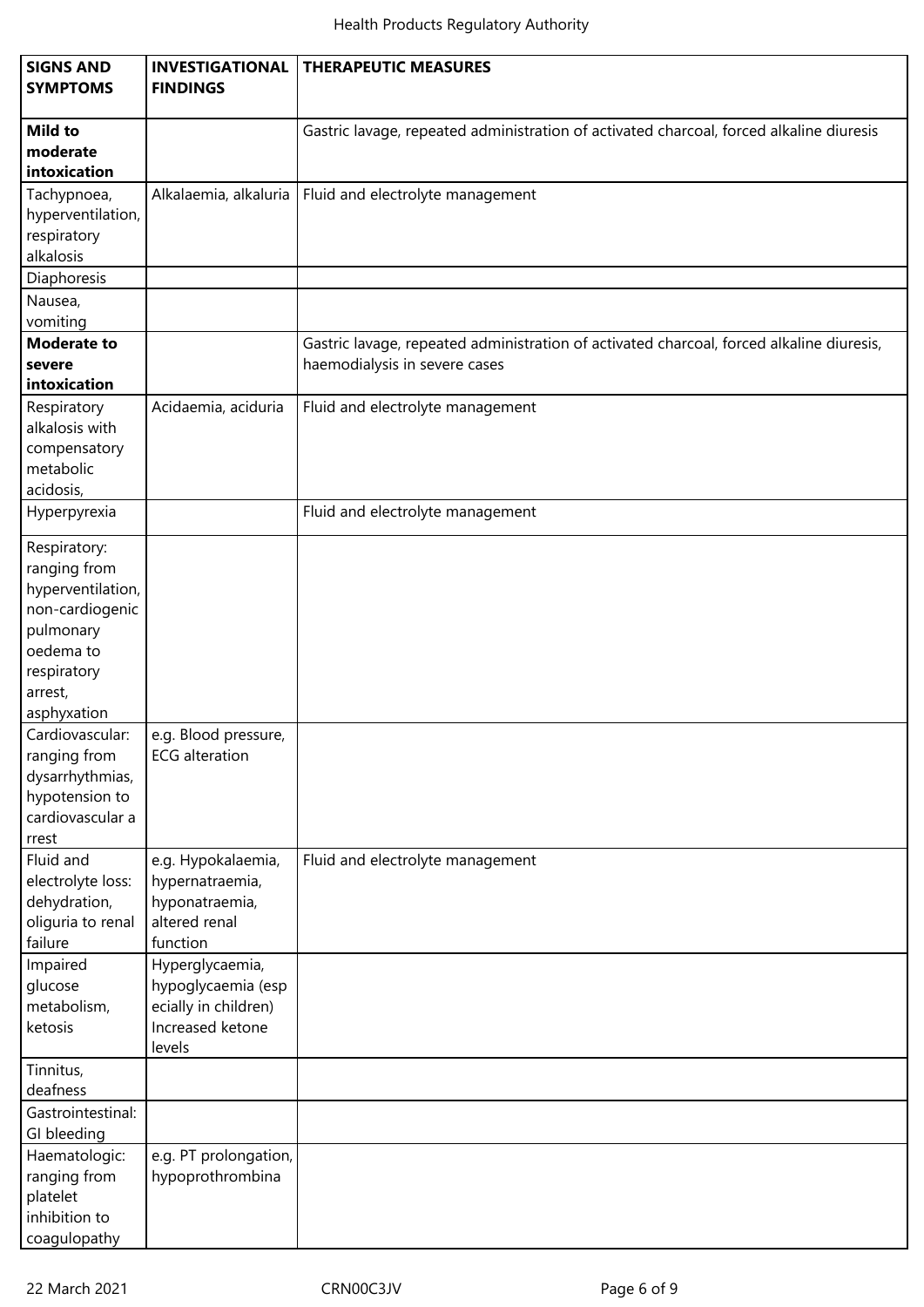| SIGNS AND SYMPTOMS | INVESTIGATIONAL FINDINGS | THERAPEUTIC MEASURES |
|---|---|---|
| **Mild to moderate intoxication** | | Gastric lavage, repeated administration of activated charcoal, forced alkaline diuresis |
| Tachypnoea, hyperventilation, respiratory alkalosis | Alkalaemia, alkaluria | Fluid and electrolyte management |
| Diaphoresis | | |
| Nausea, vomiting | | |
| **Moderate to severe intoxication** | | Gastric lavage, repeated administration of activated charcoal, forced alkaline diuresis, haemodialysis in severe cases |
| Respiratory alkalosis with compensatory metabolic acidosis, | Acidaemia, aciduria | Fluid and electrolyte management |
| Hyperpyrexia | | Fluid and electrolyte management |
| Respiratory: ranging from hyperventilation, non-cardiogenic pulmonary oedema to respiratory arrest, asphyxation | | |
| Cardiovascular: ranging from dysarrhythmias, hypotension to cardiovascular arrest | e.g. Blood pressure, ECG alteration | |
| Fluid and electrolyte loss: dehydration, oliguria to renal failure | e.g. Hypokalaemia, hypernatraemia, hyponatraemia, altered renal function | Fluid and electrolyte management |
| Impaired glucose metabolism, ketosis | Hyperglycaemia, hypoglycaemia (especially in children) Increased ketone levels | |
| Tinnitus, deafness | | |
| Gastrointestinal: GI bleeding | | |
| Haematologic: ranging from platelet inhibition to coagulopathy | e.g. PT prolongation, hypoprothrombina | |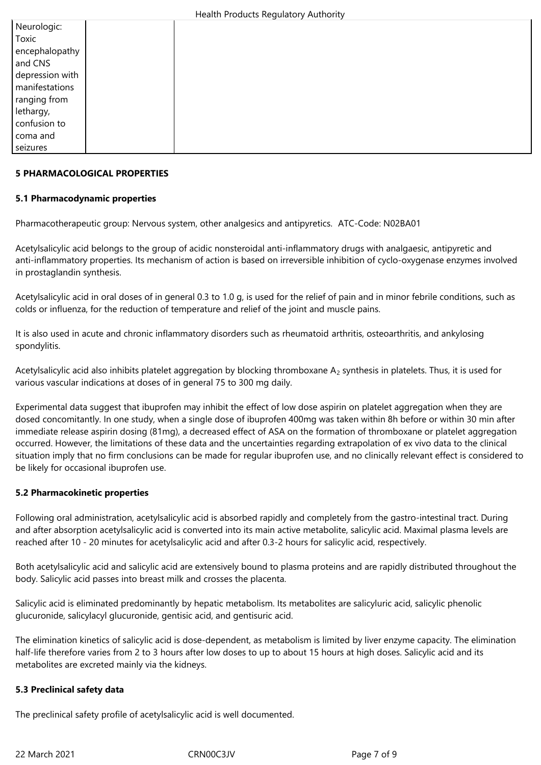| | | |
|---|---|---|
| Neurologic: Toxic encephalopathy and CNS depression with manifestations ranging from lethargy, confusion to coma and seizures | | |

**5 PHARMACOLOGICAL PROPERTIES**

**5.1 Pharmacodynamic properties**

Pharmacotherapeutic group: Nervous system, other analgesics and antipyretics. ATC-Code: N02BA01

Acetylsalicylic acid belongs to the group of acidic nonsteroidal anti-inflammatory drugs with analgaesic, antipyretic and anti-inflammatory properties. Its mechanism of action is based on irreversible inhibition of cyclo-oxygenase enzymes involved in prostaglandin synthesis.

Acetylsalicylic acid in oral doses of in general 0.3 to 1.0 g, is used for the relief of pain and in minor febrile conditions, such as colds or influenza, for the reduction of temperature and relief of the joint and muscle pains.

It is also used in acute and chronic inflammatory disorders such as rheumatoid arthritis, osteoarthritis, and ankylosing spondylitis.

Acetylsalicylic acid also inhibits platelet aggregation by blocking thromboxane $A_2$ synthesis in platelets. Thus, it is used for various vascular indications at doses of in general 75 to 300 mg daily.

Experimental data suggest that ibuprofen may inhibit the effect of low dose aspirin on platelet aggregation when they are dosed concomitantly. In one study, when a single dose of ibuprofen 400mg was taken within 8h before or within 30 min after immediate release aspirin dosing (81mg), a decreased effect of ASA on the formation of thromboxane or platelet aggregation occurred. However, the limitations of these data and the uncertainties regarding extrapolation of ex vivo data to the clinical situation imply that no firm conclusions can be made for regular ibuprofen use, and no clinically relevant effect is considered to be likely for occasional ibuprofen use.

**5.2 Pharmacokinetic properties**

Following oral administration, acetylsalicylic acid is absorbed rapidly and completely from the gastro-intestinal tract. During and after absorption acetylsalicylic acid is converted into its main active metabolite, salicylic acid. Maximal plasma levels are reached after 10 - 20 minutes for acetylsalicylic acid and after 0.3-2 hours for salicylic acid, respectively.

Both acetylsalicylic acid and salicylic acid are extensively bound to plasma proteins and are rapidly distributed throughout the body. Salicylic acid passes into breast milk and crosses the placenta.

Salicylic acid is eliminated predominantly by hepatic metabolism. Its metabolites are salicyluric acid, salicylic phenolic glucuronide, salicylacyl glucuronide, gentisic acid, and gentisuric acid.

The elimination kinetics of salicylic acid is dose-dependent, as metabolism is limited by liver enzyme capacity. The elimination half-life therefore varies from 2 to 3 hours after low doses to up to about 15 hours at high doses. Salicylic acid and its metabolites are excreted mainly via the kidneys.

**5.3 Preclinical safety data**

The preclinical safety profile of acetylsalicylic acid is well documented.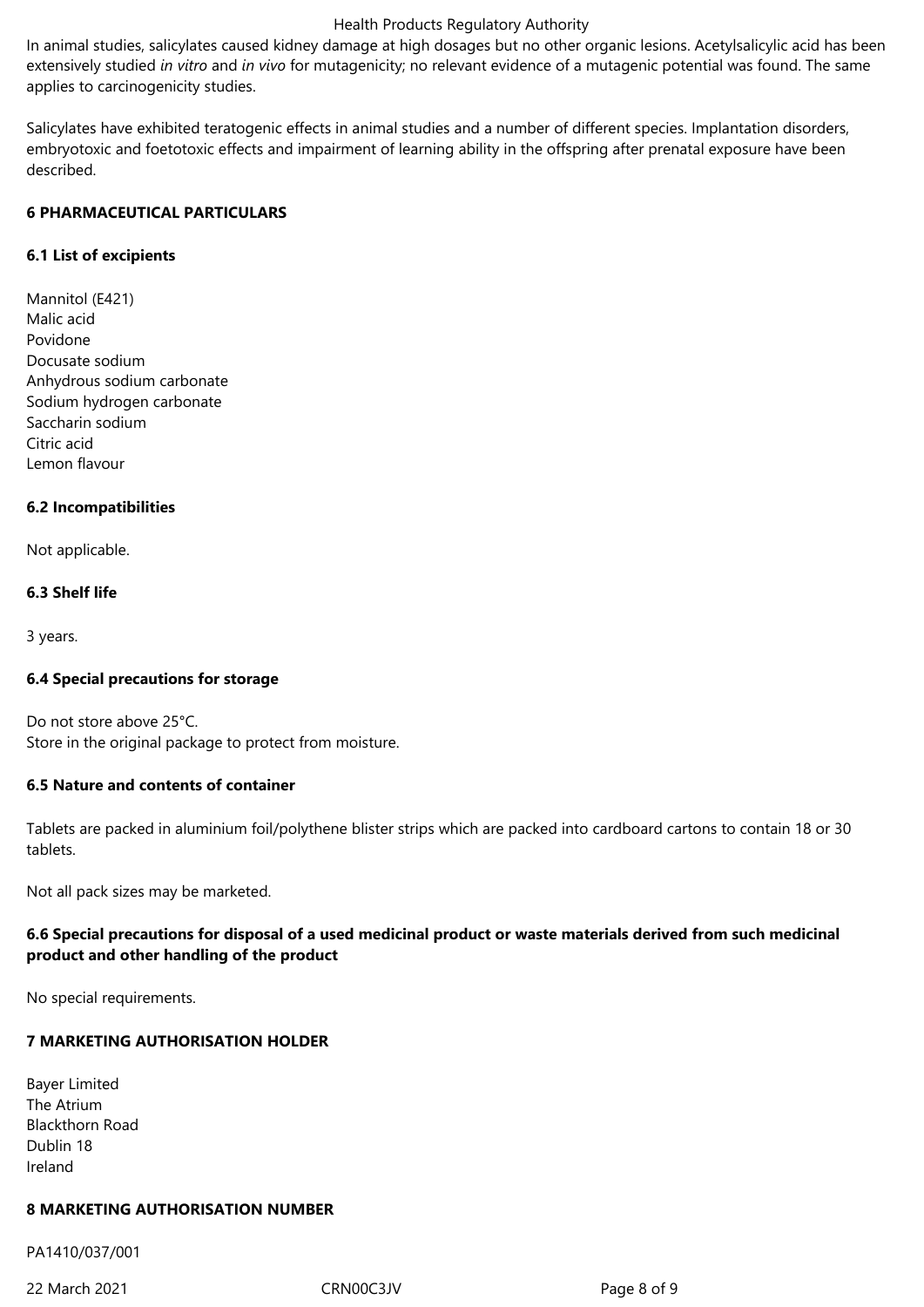In animal studies, salicylates caused kidney damage at high dosages but no other organic lesions. Acetylsalicylic acid has been extensively studied *in vitro* and *in vivo* for mutagenicity; no relevant evidence of a mutagenic potential was found. The same applies to carcinogenicity studies.

Salicylates have exhibited teratogenic effects in animal studies and a number of different species. Implantation disorders, embryotoxic and foetotoxic effects and impairment of learning ability in the offspring after prenatal exposure have been described.

## 6 PHARMACEUTICAL PARTICULARS

### 6.1 List of excipients

Mannitol (E421)
Malic acid
Povidone
Docusate sodium
Anhydrous sodium carbonate
Sodium hydrogen carbonate
Saccharin sodium
Citric acid
Lemon flavour

### 6.2 Incompatibilities

Not applicable.

### 6.3 Shelf life

3 years.

### 6.4 Special precautions for storage

Do not store above 25°C.
Store in the original package to protect from moisture.

### 6.5 Nature and contents of container

Tablets are packed in aluminium foil/polythene blister strips which are packed into cardboard cartons to contain 18 or 30 tablets.

Not all pack sizes may be marketed.

### 6.6 Special precautions for disposal of a used medicinal product or waste materials derived from such medicinal product and other handling of the product

No special requirements.

## 7 MARKETING AUTHORISATION HOLDER

Bayer Limited
The Atrium
Blackthorn Road
Dublin 18
Ireland

## 8 MARKETING AUTHORISATION NUMBER

PA1410/037/001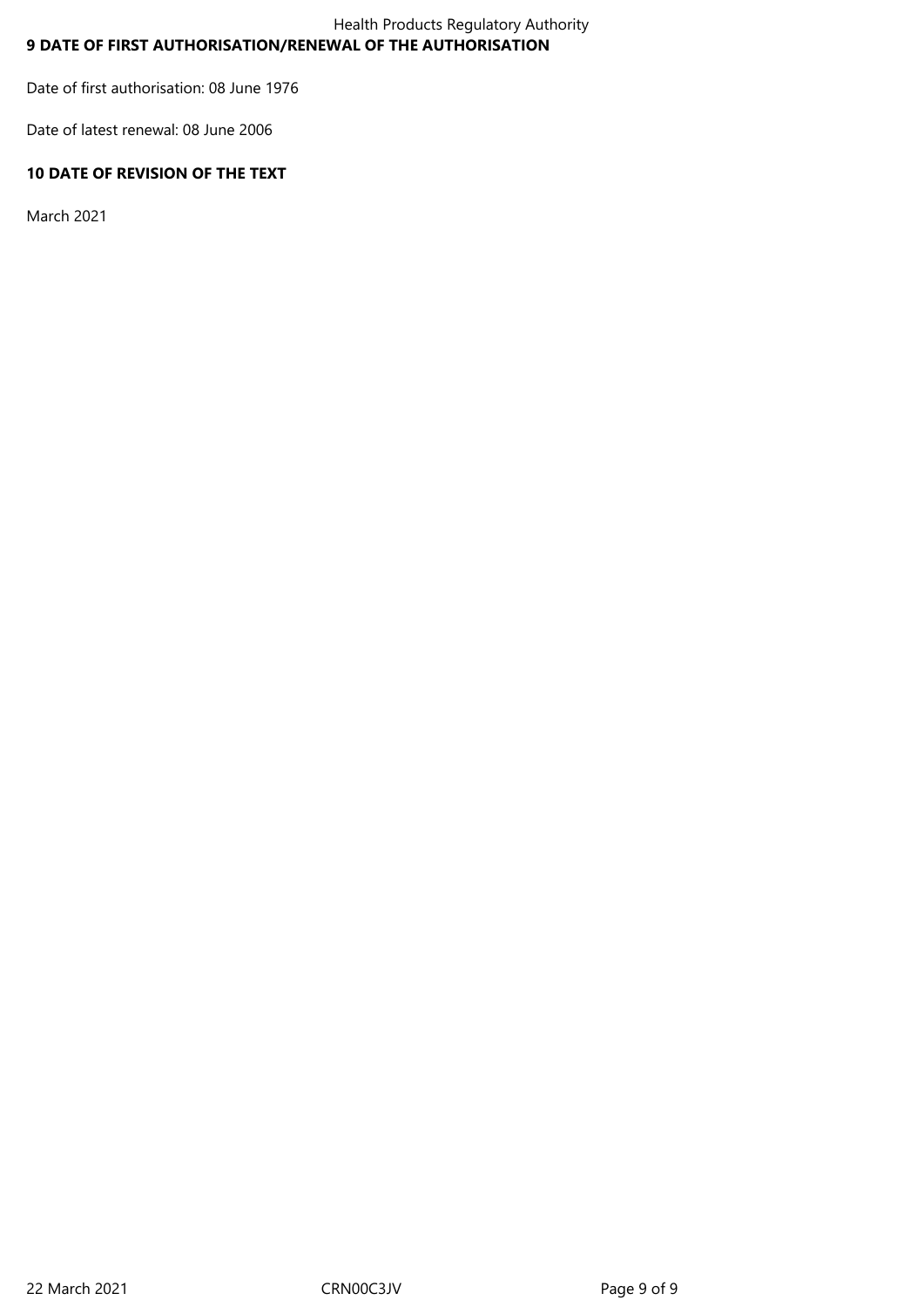## 9 DATE OF FIRST AUTHORISATION/RENEWAL OF THE AUTHORISATION

Date of first authorisation: 08 June 1976

Date of latest renewal: 08 June 2006

## 10 DATE OF REVISION OF THE TEXT

March 2021